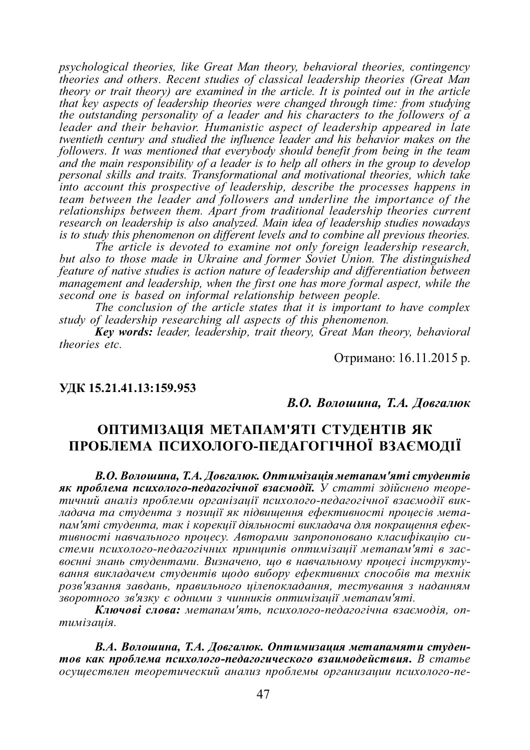*psychological theories, like Great Man theory, behavioral theories, contingency theories and others. Recent studies of classical leadership theories (Great Man theory or trait theory) are examined in the article. It is pointed out in the article that key aspects of leadership theories were changed through time: from studying the outstanding personality of a leader and his characters to the followers of a leader and their behavior. Humanistic aspect of leadership appeared in late twentieth century and studied the influence leader and his behavior makes on the followers. It was mentioned that everybody should benefit from being in the team and the main responsibility of a leader is to help all others in the group to develop personal skills and traits. Transformational and motivational theories, which take into account this prospective of leadership, describe the processes happens in team between the leader and followers and underline the importance of the relationships between them. Apart from traditional leadership theories current research on leadership is also analyzed. Main idea of leadership studies nowadays is to study this phenomenon on different levels and to combine all previous theories.*

*The article is devoted to examine not only foreign leadership research, but also to those made in Ukraine and former Soviet Union. The distinguished feature of native studies is action nature of leadership and differentiation between management and leadership, when the first one has more formal aspect, while the second one is based on informal relationship between people.*

*The conclusion of the article states that it is important to have complex study of leadership researching all aspects of this phenomenon.*

***Key words:** leader, leadership, trait theory, Great Man theory, behavioral theories etc.*

Отримано: 16.11.2015 р.

**УДК 15.21.41.13:159.953**

***В.О. Волошина, Т.А. Довгалюк***

## ОПТИМІЗАЦІЯ МЕТАПАМ'ЯТІ СТУДЕНТІВ ЯК ПРОБЛЕМА ПСИХОЛОГО-ПЕДАГОГІЧНОЇ ВЗАЄМОДІЇ

***В.О. Волошина, Т.А. Довгалюк. Оптимізація метапам'яті студентів як проблема психолого-педагогічної взаємодії.*** *У статті здійснено теоретичний аналіз проблеми організації психолого-педагогічної взаємодії викладача та студента з позиції як підвищення ефективності процесів метапам'яті студента, так і корекції діяльності викладача для покращення ефективності навчального процесу. Авторами запропоновано класифікацію системи психолого-педагогічних принципів оптимізації метапам'яті в засвоєнні знань студентами. Визначено, що в навчальному процесі інструктування викладачем студентів щодо вибору ефективних способів та технік розв'язання завдань, правильного цілепокладання, тестування з наданням зворотного зв'язку є одними з чинників оптимізації метапам'яті.*

***Ключові слова:** метапам'ять, психолого-педагогічна взаємодія, оптимізація.*

***В.А. Волошина, Т.А. Довгалюк. Оптимизация метапамяти студентов как проблема психолого-педагогического взаимодействия.*** *В статье осуществлен теоретический анализ проблемы организации психолого-пе-*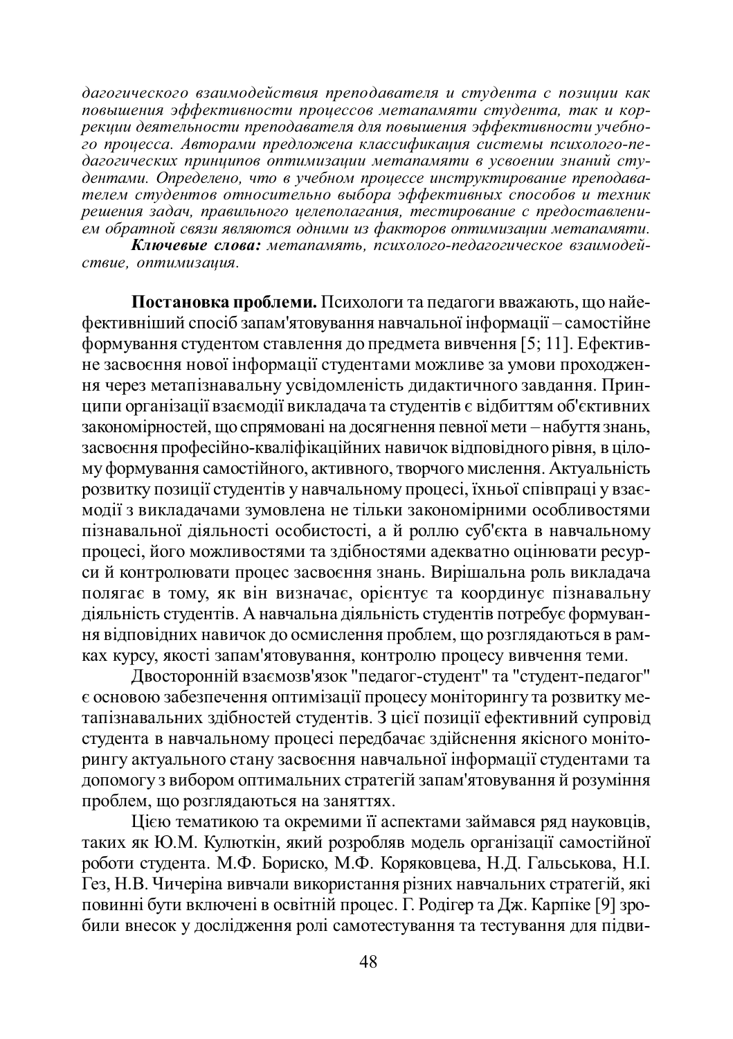*дагогического взаимодействия преподавателя и студента с позиции как повышения эффективности процессов метапамяти студента, так и коррекции деятельности преподавателя для повышения эффективности учебного процесса. Авторами предложена классификация системы психолого-педагогических принципов оптимизации метапамяти в усвоении знаний студентами. Определено, что в учебном процессе инструктирование преподавателем студентов относительно выбора эффективных способов и техник решения задач, правильного целеполагания, тестирование с предоставлением обратной связи являются одними из факторов оптимизации метапамяти.*

***Ключевые слова:*** *метапамять, психолого-педагогическое взаимодействие, оптимизация.*

**Постановка проблеми.** Психологи та педагоги вважають, що найефективніший спосіб запам'ятовування навчальної інформації – самостійне формування студентом ставлення до предмета вивчення [5; 11]. Ефективне засвоєння нової інформації студентами можливе за умови проходження через метапізнавальну усвідомленість дидактичного завдання. Принципи організації взаємодії викладача та студентів є відбиттям об'єктивних закономірностей, що спрямовані на досягнення певної мети – набуття знань, засвоєння професійно-кваліфікаційних навичок відповідного рівня, в цілому формування самостійного, активного, творчого мислення. Актуальність розвитку позиції студентів у навчальному процесі, їхньої співпраці у взаємодії з викладачами зумовлена не тільки закономірними особливостями пізнавальної діяльності особистості, а й роллю суб'єкта в навчальному процесі, його можливостями та здібностями адекватно оцінювати ресурси й контролювати процес засвоєння знань. Вирішальна роль викладача полягає в тому, як він визначає, орієнтує та координує пізнавальну діяльність студентів. А навчальна діяльність студентів потребує формування відповідних навичок до осмислення проблем, що розглядаються в рамках курсу, якості запам'ятовування, контролю процесу вивчення теми.

Двосторонній взаємозв'язок "педагог-студент" та "студент-педагог" є основою забезпечення оптимізації процесу моніторингу та розвитку метапізнавальних здібностей студентів. З цієї позиції ефективний супровід студента в навчальному процесі передбачає здійснення якісного моніторингу актуального стану засвоєння навчальної інформації студентами та допомогу з вибором оптимальних стратегій запам'ятовування й розуміння проблем, що розглядаються на заняттях.

Цією тематикою та окремими її аспектами займався ряд науковців, таких як Ю.М. Кулюткін, який розробляв модель організації самостійної роботи студента. М.Ф. Бориско, М.Ф. Коряковцева, Н.Д. Гальськова, Н.І. Гез, Н.В. Чичеріна вивчали використання різних навчальних стратегій, які повинні бути включені в освітній процес. Г. Родігер та Дж. Карпіке [9] зробили внесок у дослідження ролі самотестування та тестування для підви-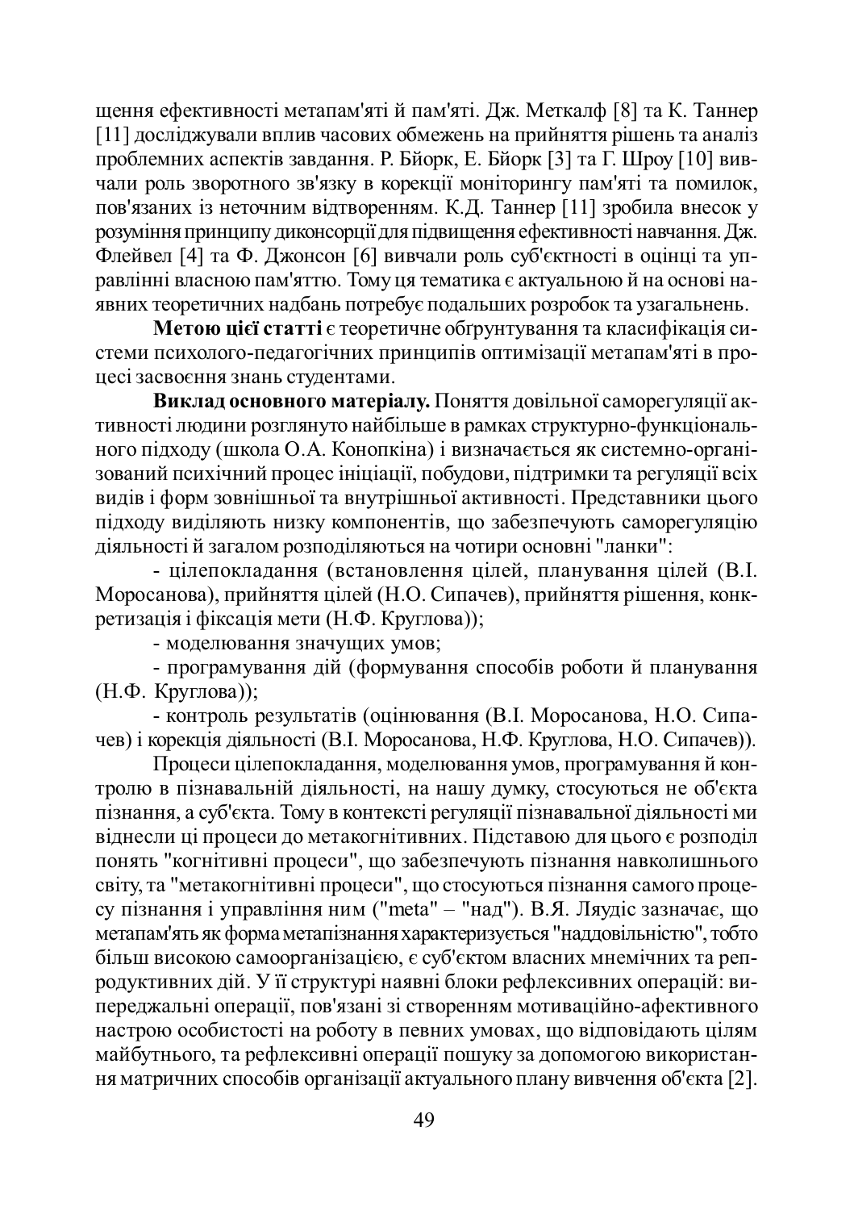щення ефективності метапам'яті й пам'яті. Дж. Меткалф [8] та К. Таннер [11] досліджували вплив часових обмежень на прийняття рішень та аналіз проблемних аспектів завдання. Р. Бйорк, Е. Бйорк [3] та Г. Шроу [10] вивчали роль зворотного зв'язку в корекції моніторингу пам'яті та помилок, пов'язаних із неточним відтворенням. К.Д. Таннер [11] зробила внесок у розуміння принципу диконсорції для підвищення ефективності навчання. Дж. Флейвел [4] та Ф. Джонсон [6] вивчали роль суб'єктності в оцінці та управлінні власною пам'яттю. Тому ця тематика є актуальною й на основі наявних теоретичних надбань потребує подальших розробок та узагальнень.

**Метою цієї статті** є теоретичне обґрунтування та класифікація системи психолого-педагогічних принципів оптимізації метапам'яті в процесі засвоєння знань студентами.

**Виклад основного матеріалу.** Поняття довільної саморегуляції активності людини розглянуто найбільше в рамках структурно-функціонального підходу (школа О.А. Конопкіна) і визначається як системно-організований психічний процес ініціації, побудови, підтримки та регуляції всіх видів і форм зовнішньої та внутрішньої активності. Представники цього підходу виділяють низку компонентів, що забезпечують саморегуляцію діяльності й загалом розподіляються на чотири основні "ланки":

- цілепокладання (встановлення цілей, планування цілей (В.І. Моросанова), прийняття цілей (Н.О. Сипачев), прийняття рішення, конкретизація і фіксація мети (Н.Ф. Круглова));
- моделювання значущих умов;
- програмування дій (формування способів роботи й планування (Н.Ф. Круглова));
- контроль результатів (оцінювання (В.І. Моросанова, Н.О. Сипачев) і корекція діяльності (В.І. Моросанова, Н.Ф. Круглова, Н.О. Сипачев)).

Процеси цілепокладання, моделювання умов, програмування й контролю в пізнавальній діяльності, на нашу думку, стосуються не об'єкта пізнання, а суб'єкта. Тому в контексті регуляції пізнавальної діяльності ми віднесли ці процеси до метакогнітивних. Підставою для цього є розподіл понять "когнітивні процеси", що забезпечують пізнання навколишнього світу, та "метакогнітивні процеси", що стосуються пізнання самого процесу пізнання і управління ним ("meta" – "над"). В.Я. Ляудіс зазначає, що метапам'ять як форма метапізнання характеризується "наддовільністю", тобто більш високою самоорганізацією, є суб'єктом власних мнемічних та репродуктивних дій. У її структурі наявні блоки рефлексивних операцій: випереджальні операції, пов'язані зі створенням мотиваційно-афективного настрою особистості на роботу в певних умовах, що відповідають цілям майбутнього, та рефлексивні операції пошуку за допомогою використання матричних способів організації актуального плану вивчення об'єкта [2].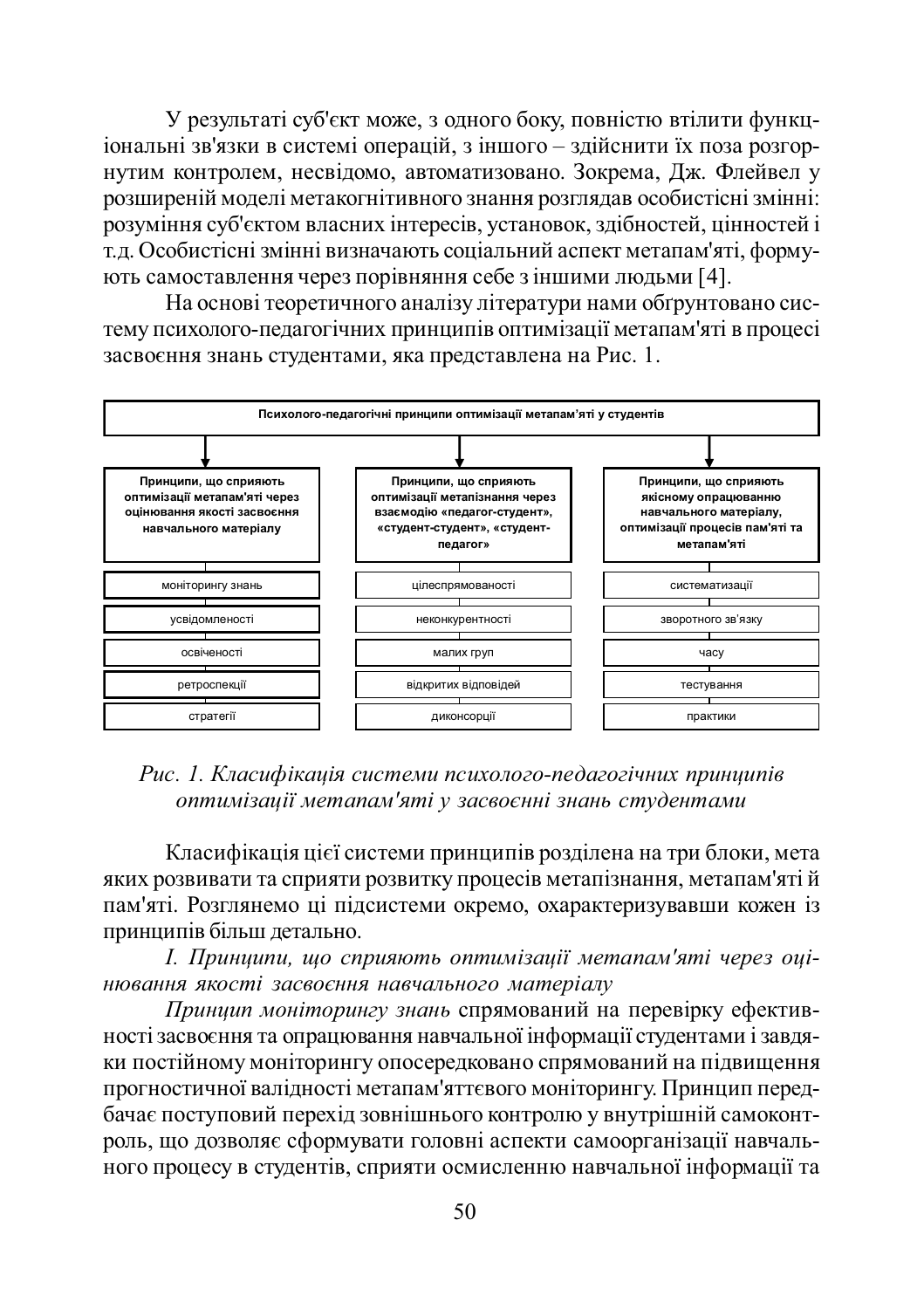У результаті суб'єкт може, з одного боку, повністю втілити функціональні зв'язки в системі операцій, з іншого – здійснити їх поза розгорнутим контролем, несвідомо, автоматизовано. Зокрема, Дж. Флейвел у розширеній моделі метакогнітивного знання розглядав особистісні змінні: розуміння суб'єктом власних інтересів, установок, здібностей, цінностей і т.д. Особистісні змінні визначають соціальний аспект метапам'яті, формують самоставлення через порівняння себе з іншими людьми [4].

На основі теоретичного аналізу літератури нами обґрунтовано систему психолого-педагогічних принципів оптимізації метапам'яті в процесі засвоєння знань студентами, яка представлена на Рис. 1.

**Психолого-педагогічні принципи оптимізації метапам'яті у студентів**

| Принципи, що сприяють оптимізації метапам'яті через оцінювання якості засвоєння навчального матеріалу | Принципи, що сприяють оптимізації метапізнання через взаємодію «педагог-студент», «студент-студент», «студент-педагог» | Принципи, що сприяють якісному опрацюванню навчального матеріалу, оптимізації процесів пам'яті та метапам'яті |
|---|---|---|
| моніторингу знань | цілеспрямованості | систематизації |
| усвідомленості | неконкурентності | зворотного зв'язку |
| освіченості | малих груп | часу |
| ретроспекції | відкритих відповідей | тестування |
| стратегії | диконсорції | практики |

*Рис. 1. Класифікація системи психолого-педагогічних принципів оптимізації метапам'яті у засвоєнні знань студентами*

Класифікація цієї системи принципів розділена на три блоки, мета яких розвивати та сприяти розвитку процесів метапізнання, метапам'яті й пам'яті. Розглянемо ці підсистеми окремо, охарактеризувавши кожен із принципів більш детально.

*І. Принципи, що сприяють оптимізації метапам'яті через оцінювання якості засвоєння навчального матеріалу*

*Принцип моніторингу знань* спрямований на перевірку ефективності засвоєння та опрацювання навчальної інформації студентами і завдяки постійному моніторингу опосередковано спрямований на підвищення прогностичної валідності метапам'яттєвого моніторингу. Принцип передбачає поступовий перехід зовнішнього контролю у внутрішній самоконтроль, що дозволяє сформувати головні аспекти самоорганізації навчального процесу в студентів, сприяти осмисленню навчальної інформації та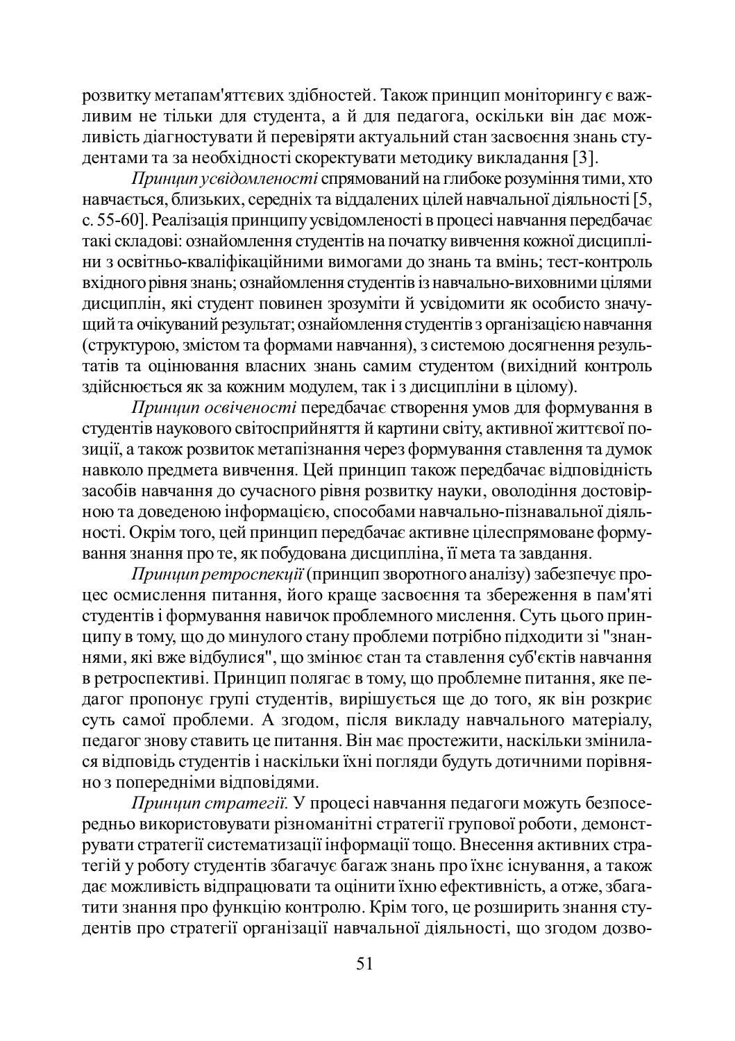розвитку метапам'яттєвих здібностей. Також принцип моніторингу є важливим не тільки для студента, а й для педагога, оскільки він дає можливість діагностувати й перевіряти актуальний стан засвоєння знань студентами та за необхідності скоректувати методику викладання [3].

*Принцип усвідомленості* спрямований на глибоке розуміння тими, хто навчається, близьких, середніх та віддалених цілей навчальної діяльності [5, с. 55-60]. Реалізація принципу усвідомленості в процесі навчання передбачає такі складові: ознайомлення студентів на початку вивчення кожної дисципліни з освітньо-кваліфікаційними вимогами до знань та вмінь; тест-контроль вхідного рівня знань; ознайомлення студентів із навчально-виховними цілями дисциплін, які студент повинен зрозуміти й усвідомити як особисто значущий та очікуваний результат; ознайомлення студентів з організацією навчання (структурою, змістом та формами навчання), з системою досягнення результатів та оцінювання власних знань самим студентом (вихідний контроль здійснюється як за кожним модулем, так і з дисципліни в цілому).

*Принцип освіченості* передбачає створення умов для формування в студентів наукового світосприйняття й картини світу, активної життєвої позиції, а також розвиток метапізнання через формування ставлення та думок навколо предмета вивчення. Цей принцип також передбачає відповідність засобів навчання до сучасного рівня розвитку науки, оволодіння достовірною та доведеною інформацією, способами навчально-пізнавальної діяльності. Окрім того, цей принцип передбачає активне цілеспрямоване формування знання про те, як побудована дисципліна, її мета та завдання.

*Принцип ретроспекції* (принцип зворотного аналізу) забезпечує процес осмислення питання, його краще засвоєння та збереження в пам'яті студентів і формування навичок проблемного мислення. Суть цього принципу в тому, що до минулого стану проблеми потрібно підходити зі "знаннями, які вже відбулися", що змінює стан та ставлення суб'єктів навчання в ретроспективі. Принцип полягає в тому, що проблемне питання, яке педагог пропонує групі студентів, вирішується ще до того, як він розкриє суть самої проблеми. А згодом, після викладу навчального матеріалу, педагог знову ставить це питання. Він має простежити, наскільки змінилася відповідь студентів і наскільки їхні погляди будуть дотичними порівняно з попередніми відповідями.

*Принцип стратегії.* У процесі навчання педагоги можуть безпосередньо використовувати різноманітні стратегії групової роботи, демонструвати стратегії систематизації інформації тощо. Внесення активних стратегій у роботу студентів збагачує багаж знань про їхнє існування, а також дає можливість відпрацювати та оцінити їхню ефективність, а отже, збагатити знання про функцію контролю. Крім того, це розширить знання студентів про стратегії організації навчальної діяльності, що згодом дозво-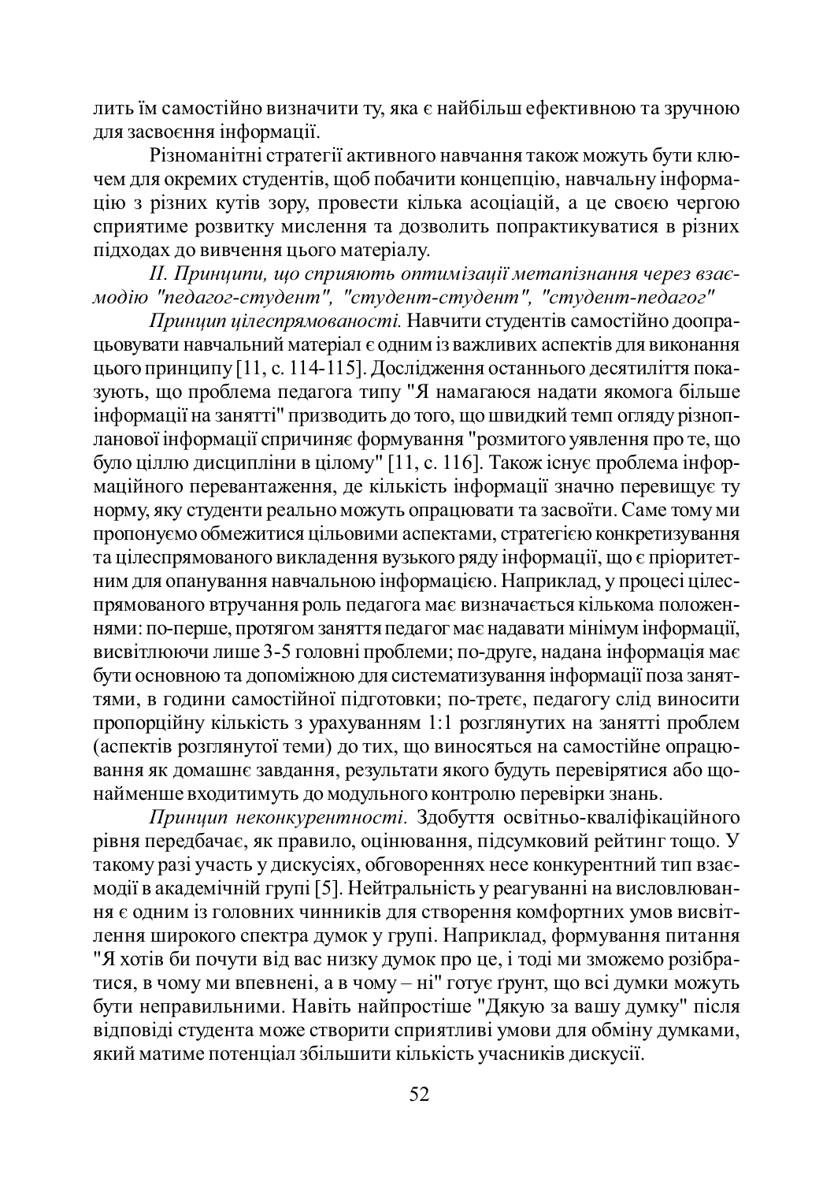лить їм самостійно визначити ту, яка є найбільш ефективною та зручною для засвоєння інформації.

Різноманітні стратегії активного навчання також можуть бути ключем для окремих студентів, щоб побачити концепцію, навчальну інформацію з різних кутів зору, провести кілька асоціацій, а це своєю чергою сприятиме розвитку мислення та дозволить попрактикуватися в різних підходах до вивчення цього матеріалу.

*II. Принципи, що сприяють оптимізації метапізнання через взаємодію "педагог-студент", "студент-студент", "студент-педагог"*

*Принцип цілеспрямованості.* Навчити студентів самостійно доопрацьовувати навчальний матеріал є одним із важливих аспектів для виконання цього принципу [11, с. 114-115]. Дослідження останнього десятиліття показують, що проблема педагога типу "Я намагаюся надати якомога більше інформації на занятті" призводить до того, що швидкий темп огляду різнопланової інформації спричиняє формування "розмитого уявлення про те, що було ціллю дисципліни в цілому" [11, с. 116]. Також існує проблема інформаційного перевантаження, де кількість інформації значно перевищує ту норму, яку студенти реально можуть опрацювати та засвоїти. Саме тому ми пропонуємо обмежитися цільовими аспектами, стратегією конкретизування та цілеспрямованого викладення вузького ряду інформації, що є пріоритетним для опанування навчальною інформацією. Наприклад, у процесі цілеспрямованого втручання роль педагога має визначається кількома положеннями: по-перше, протягом заняття педагог має надавати мінімум інформації, висвітлюючи лише 3-5 головні проблеми; по-друге, надана інформація має бути основною та допоміжною для систематизування інформації поза заняттями, в години самостійної підготовки; по-третє, педагогу слід виносити пропорційну кількість з урахуванням 1:1 розглянутих на занятті проблем (аспектів розглянутої теми) до тих, що виносяться на самостійне опрацювання як домашнє завдання, результати якого будуть перевірятися або щонайменше входитимуть до модульного контролю перевірки знань.

*Принцип неконкурентності.* Здобуття освітньо-кваліфікаційного рівня передбачає, як правило, оцінювання, підсумковий рейтинг тощо. У такому разі участь у дискусіях, обговореннях несе конкурентний тип взаємодії в академічній групі [5]. Нейтральність у реагуванні на висловлювання є одним із головних чинників для створення комфортних умов висвітлення широкого спектра думок у групі. Наприклад, формування питання "Я хотів би почути від вас низку думок про це, і тоді ми зможемо розібратися, в чому ми впевнені, а в чому – ні" готує ґрунт, що всі думки можуть бути неправильними. Навіть найпростіше "Дякую за вашу думку" після відповіді студента може створити сприятливі умови для обміну думками, який матиме потенціал збільшити кількість учасників дискусії.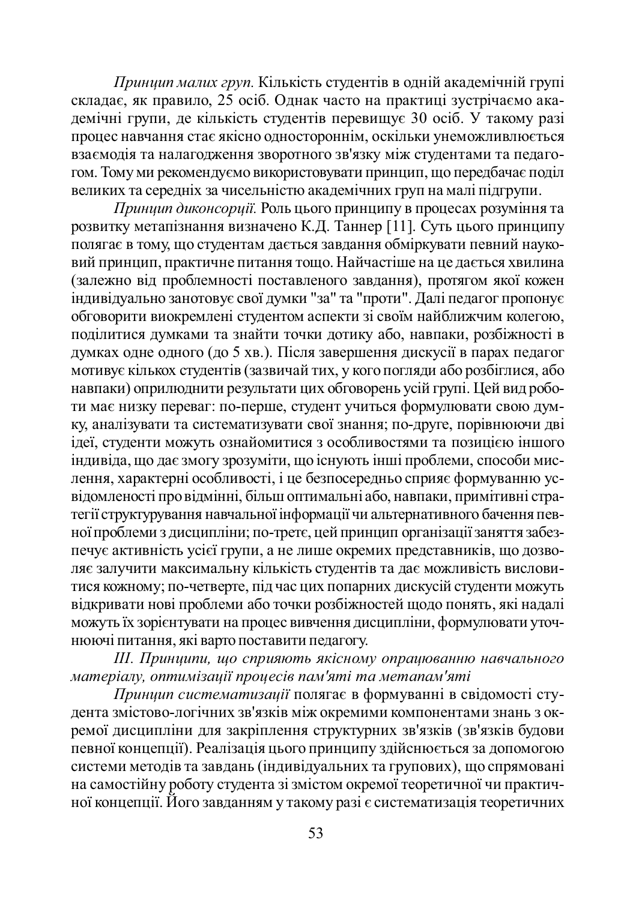*Принцип малих груп.* Кількість студентів в одній академічній групі складає, як правило, 25 осіб. Однак часто на практиці зустрічаємо академічні групи, де кількість студентів перевищує 30 осіб. У такому разі процес навчання стає якісно одностороннім, оскільки унеможливлюється взаємодія та налагодження зворотного зв'язку між студентами та педагогом. Тому ми рекомендуємо використовувати принцип, що передбачає поділ великих та середніх за чисельністю академічних груп на малі підгрупи.

*Принцип диконсорції.* Роль цього принципу в процесах розуміння та розвитку метапізнання визначено К.Д. Таннер [11]. Суть цього принципу полягає в тому, що студентам дається завдання обміркувати певний науковий принцип, практичне питання тощо. Найчастіше на це дається хвилина (залежно від проблемності поставленого завдання), протягом якої кожен індивідуально занотовує свої думки "за" та "проти". Далі педагог пропонує обговорити виокремлені студентом аспекти зі своїм найближчим колегою, поділитися думками та знайти точки дотику або, навпаки, розбіжності в думках одне одного (до 5 хв.). Після завершення дискусії в парах педагог мотивує кількох студентів (зазвичай тих, у кого погляди або розбіглися, або навпаки) оприлюднити результати цих обговорень усій групі. Цей вид роботи має низку переваг: по-перше, студент учиться формулювати свою думку, аналізувати та систематизувати свої знання; по-друге, порівнюючи дві ідеї, студенти можуть ознайомитися з особливостями та позицією іншого індивіда, що дає змогу зрозуміти, що існують інші проблеми, способи мислення, характерні особливості, і це безпосередньо сприяє формуванню усвідомленості про відмінні, більш оптимальні або, навпаки, примітивні стратегії структурування навчальної інформації чи альтернативного бачення певної проблеми з дисципліни; по-третє, цей принцип організації заняття забезпечує активність усієї групи, а не лише окремих представників, що дозволяє залучити максимальну кількість студентів та дає можливість висловитися кожному; по-четверте, під час цих попарних дискусій студенти можуть відкривати нові проблеми або точки розбіжностей щодо понять, які надалі можуть їх зорієнтувати на процес вивчення дисципліни, формулювати уточнюючі питання, які варто поставити педагогу.

*III. Принципи, що сприяють якісному опрацюванню навчального матеріалу, оптимізації процесів пам'яті та метапам'яті*

*Принцип систематизації* полягає в формуванні в свідомості студента змістово-логічних зв'язків між окремими компонентами знань з окремої дисципліни для закріплення структурних зв'язків (зв'язків будови певної концепції). Реалізація цього принципу здійснюється за допомогою системи методів та завдань (індивідуальних та групових), що спрямовані на самостійну роботу студента зі змістом окремої теоретичної чи практичної концепції. Його завданням у такому разі є систематизація теоретичних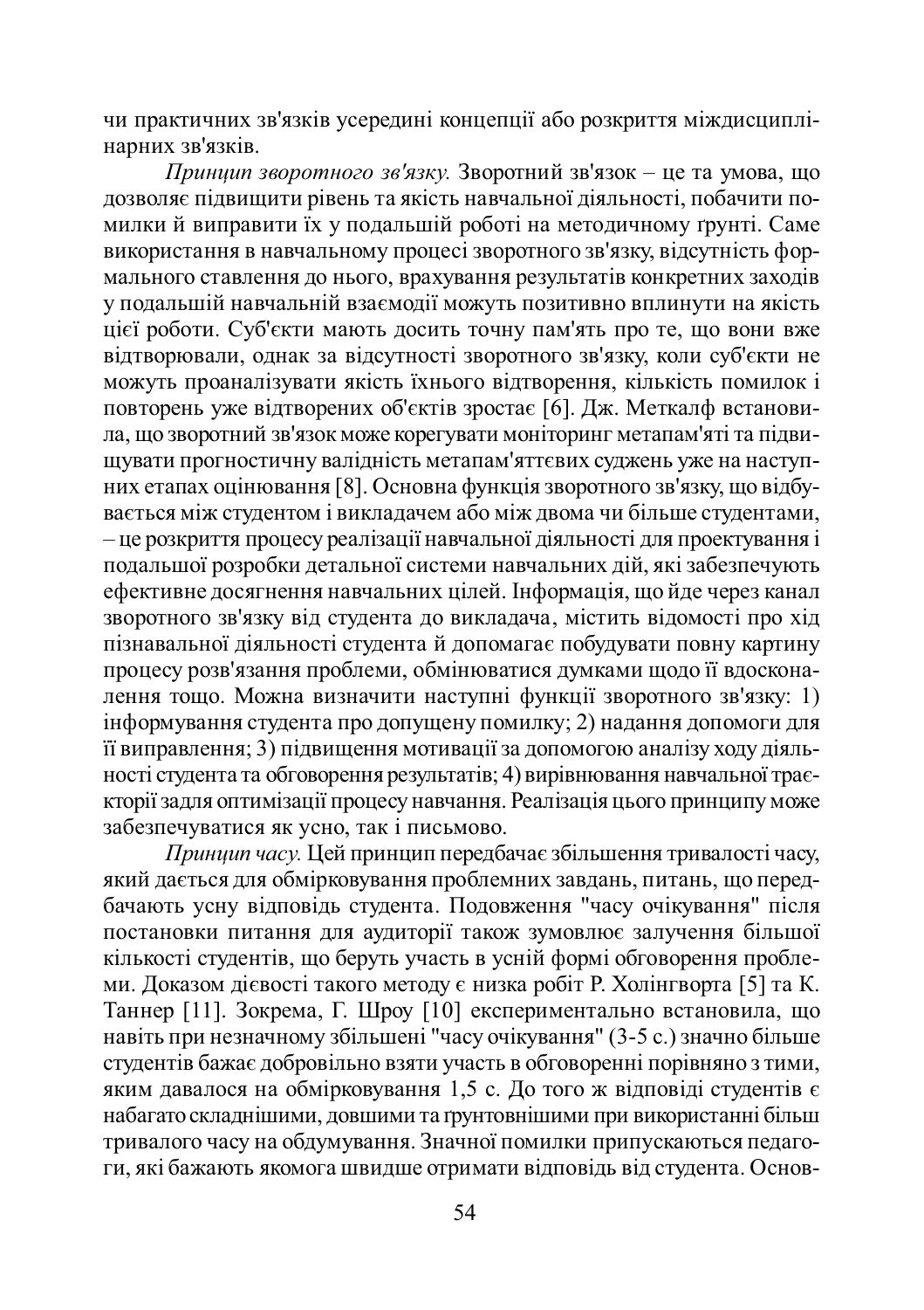чи практичних зв'язків усередині концепції або розкриття міждисциплінарних зв'язків.

*Принцип зворотного зв'язку.* Зворотний зв'язок – це та умова, що дозволяє підвищити рівень та якість навчальної діяльності, побачити помилки й виправити їх у подальшій роботі на методичному ґрунті. Саме використання в навчальному процесі зворотного зв'язку, відсутність формального ставлення до нього, врахування результатів конкретних заходів у подальшій навчальній взаємодії можуть позитивно вплинути на якість цієї роботи. Суб'єкти мають досить точну пам'ять про те, що вони вже відтворювали, однак за відсутності зворотного зв'язку, коли суб'єкти не можуть проаналізувати якість їхнього відтворення, кількість помилок і повторень уже відтворених об'єктів зростає [6]. Дж. Меткалф встановила, що зворотний зв'язок може корегувати моніторинг метапам'яті та підвищувати прогностичну валідність метапам'яттєвих суджень уже на наступних етапах оцінювання [8]. Основна функція зворотного зв'язку, що відбувається між студентом і викладачем або між двома чи більше студентами, – це розкриття процесу реалізації навчальної діяльності для проектування і подальшої розробки детальної системи навчальних дій, які забезпечують ефективне досягнення навчальних цілей. Інформація, що йде через канал зворотного зв'язку від студента до викладача, містить відомості про хід пізнавальної діяльності студента й допомагає побудувати повну картину процесу розв'язання проблеми, обмінюватися думками щодо її вдосконалення тощо. Можна визначити наступні функції зворотного зв'язку: 1) інформування студента про допущену помилку; 2) надання допомоги для її виправлення; 3) підвищення мотивації за допомогою аналізу ходу діяльності студента та обговорення результатів; 4) вирівнювання навчальної траєкторії задля оптимізації процесу навчання. Реалізація цього принципу може забезпечуватися як усно, так і письмово.

*Принцип часу.* Цей принцип передбачає збільшення тривалості часу, який дається для обмірковування проблемних завдань, питань, що передбачають усну відповідь студента. Подовження "часу очікування" після постановки питання для аудиторії також зумовлює залучення більшої кількості студентів, що беруть участь в усній формі обговорення проблеми. Доказом дієвості такого методу є низка робіт Р. Холінгворта [5] та К. Таннер [11]. Зокрема, Г. Шроу [10] експериментально встановила, що навіть при незначному збільшені "часу очікування" (3-5 с.) значно більше студентів бажає добровільно взяти участь в обговоренні порівняно з тими, яким давалося на обмірковування 1,5 с. До того ж відповіді студентів є набагато складнішими, довшими та ґрунтовнішими при використанні більш тривалого часу на обдумування. Значної помилки припускаються педагоги, які бажають якомога швидше отримати відповідь від студента. Основ-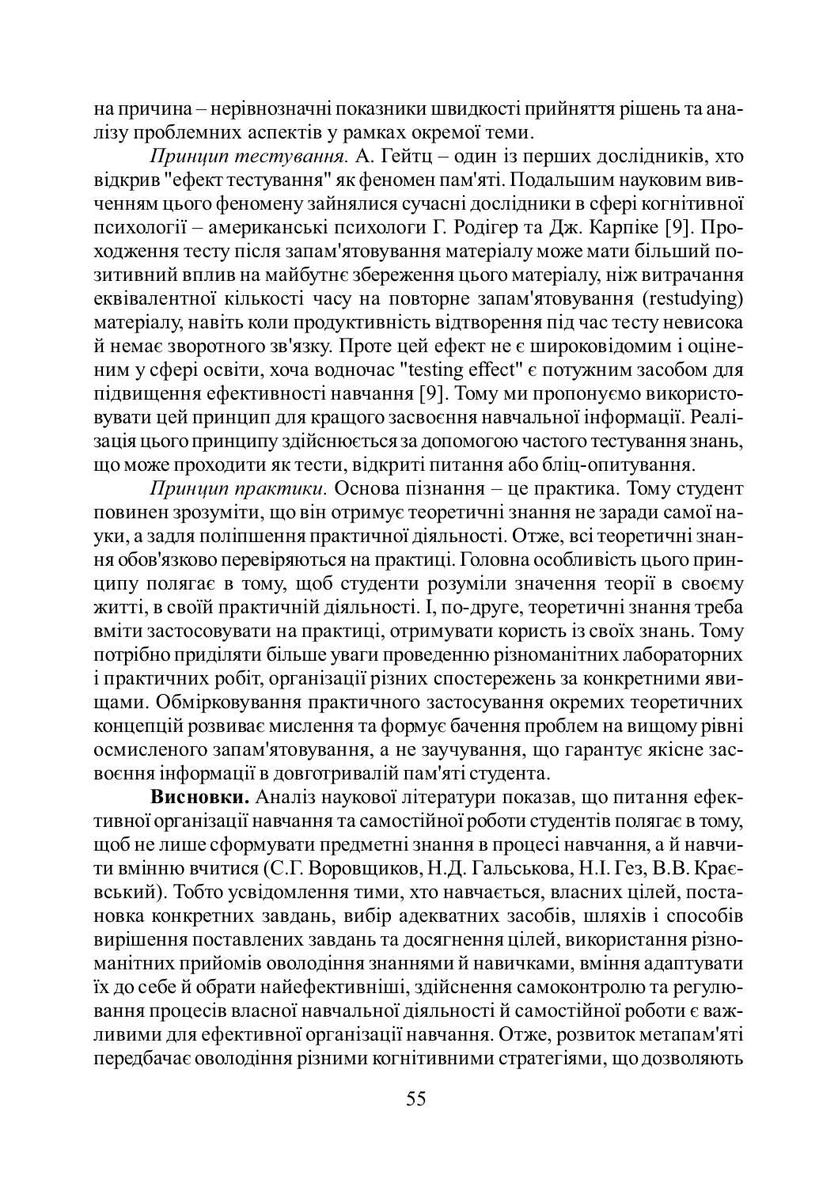на причина – нерівнозначні показники швидкості прийняття рішень та аналізу проблемних аспектів у рамках окремої теми.

*Принцип тестування.* А. Гейтц – один із перших дослідників, хто відкрив "ефект тестування" як феномен пам'яті. Подальшим науковим вивченням цього феномену зайнялися сучасні дослідники в сфері когнітивної психології – американські психологи Г. Родігер та Дж. Карпіке [9]. Проходження тесту після запам'ятовування матеріалу може мати більший позитивний вплив на майбутнє збереження цього матеріалу, ніж витрачання еквівалентної кількості часу на повторне запам'ятовування (restudying) матеріалу, навіть коли продуктивність відтворення під час тесту невисока й немає зворотного зв'язку. Проте цей ефект не є широковідомим і оціненим у сфері освіти, хоча водночас "testing effect" є потужним засобом для підвищення ефективності навчання [9]. Тому ми пропонуємо використовувати цей принцип для кращого засвоєння навчальної інформації. Реалізація цього принципу здійснюється за допомогою частого тестування знань, що може проходити як тести, відкриті питання або бліц-опитування.

*Принцип практики.* Основа пізнання – це практика. Тому студент повинен зрозуміти, що він отримує теоретичні знання не заради самої науки, а задля поліпшення практичної діяльності. Отже, всі теоретичні знання обов'язково перевіряються на практиці. Головна особливість цього принципу полягає в тому, щоб студенти розуміли значення теорії в своєму житті, в своїй практичній діяльності. І, по-друге, теоретичні знання треба вміти застосовувати на практиці, отримувати користь із своїх знань. Тому потрібно приділяти більше уваги проведенню різноманітних лабораторних і практичних робіт, організації різних спостережень за конкретними явищами. Обмірковування практичного застосування окремих теоретичних концепцій розвиває мислення та формує бачення проблем на вищому рівні осмисленого запам'ятовування, а не заучування, що гарантує якісне засвоєння інформації в довготривалій пам'яті студента.

**Висновки.** Аналіз наукової літератури показав, що питання ефективної організації навчання та самостійної роботи студентів полягає в тому, щоб не лише сформувати предметні знання в процесі навчання, а й навчити вмінню вчитися (С.Г. Воровщиков, Н.Д. Гальськова, Н.І. Гез, В.В. Краєвський). Тобто усвідомлення тими, хто навчається, власних цілей, постановка конкретних завдань, вибір адекватних засобів, шляхів і способів вирішення поставлених завдань та досягнення цілей, використання різноманітних прийомів оволодіння знаннями й навичками, вміння адаптувати їх до себе й обрати найефективніші, здійснення самоконтролю та регулювання процесів власної навчальної діяльності й самостійної роботи є важливими для ефективної організації навчання. Отже, розвиток метапам'яті передбачає оволодіння різними когнітивними стратегіями, що дозволяють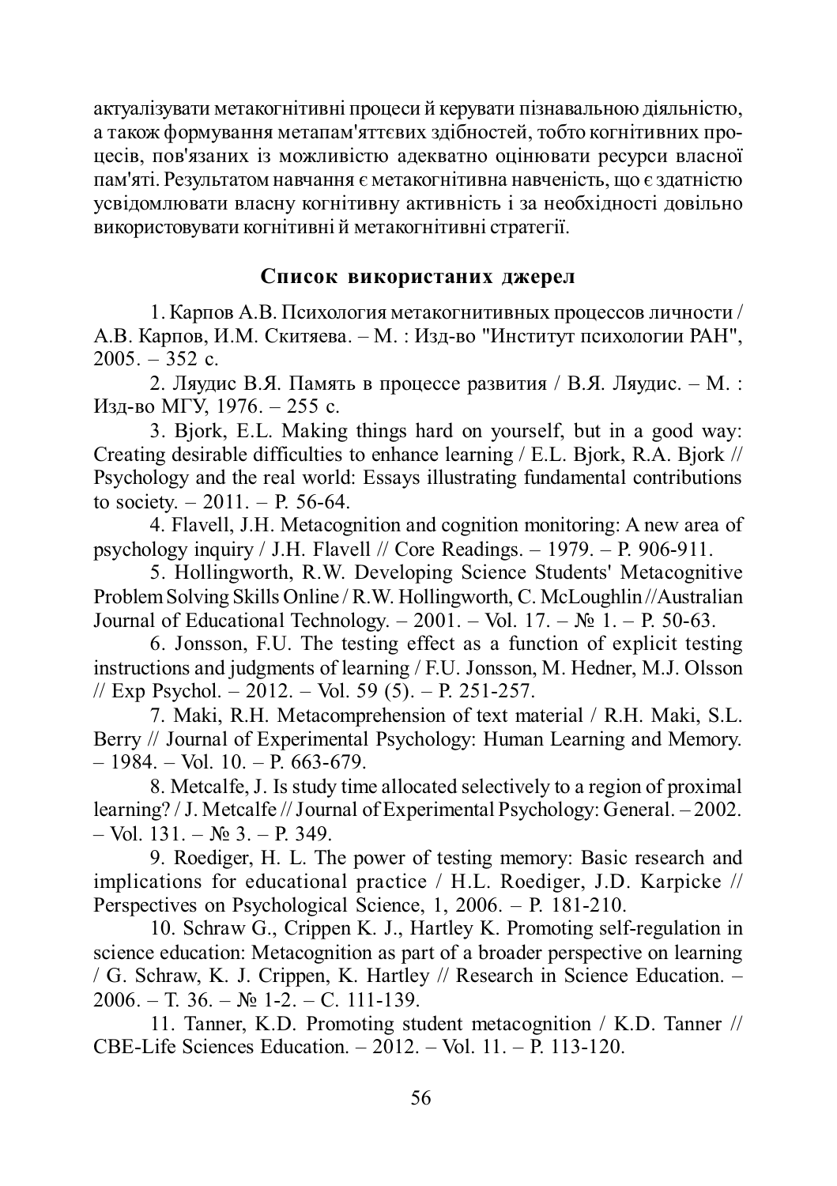актуалізувати метакогнітивні процеси й керувати пізнавальною діяльністю, а також формування метапам'яттєвих здібностей, тобто когнітивних процесів, пов'язаних із можливістю адекватно оцінювати ресурси власної пам'яті. Результатом навчання є метакогнітивна навченість, що є здатністю усвідомлювати власну когнітивну активність і за необхідності довільно використовувати когнітивні й метакогнітивні стратегії.

## Список використаних джерел

1. Карпов А.В. Психология метакогнитивных процессов личности / А.В. Карпов, И.М. Скитяева. – М. : Изд-во "Институт психологии РАН", 2005. – 352 с.

2. Ляудис В.Я. Память в процессе развития / В.Я. Ляудис. – М. : Изд-во МГУ, 1976. – 255 с.

3. Bjork, E.L. Making things hard on yourself, but in a good way: Creating desirable difficulties to enhance learning / E.L. Bjork, R.A. Bjork // Psychology and the real world: Essays illustrating fundamental contributions to society. – 2011. – P. 56-64.

4. Flavell, J.H. Metacognition and cognition monitoring: A new area of psychology inquiry / J.H. Flavell // Core Readings. – 1979. – P. 906-911.

5. Hollingworth, R.W. Developing Science Students' Metacognitive Problem Solving Skills Online / R.W. Hollingworth, C. McLoughlin //Australian Journal of Educational Technology. – 2001. – Vol. 17. – № 1. – P. 50-63.

6. Jonsson, F.U. The testing effect as a function of explicit testing instructions and judgments of learning / F.U. Jonsson, M. Hedner, M.J. Olsson // Exp Psychol. – 2012. – Vol. 59 (5). – P. 251-257.

7. Maki, R.H. Metacomprehension of text material / R.H. Maki, S.L. Berry // Journal of Experimental Psychology: Human Learning and Memory. – 1984. – Vol. 10. – P. 663-679.

8. Metcalfe, J. Is study time allocated selectively to a region of proximal learning? / J. Metcalfe // Journal of Experimental Psychology: General. – 2002. – Vol. 131. – № 3. – P. 349.

9. Roediger, H. L. The power of testing memory: Basic research and implications for educational practice / H.L. Roediger, J.D. Karpicke // Perspectives on Psychological Science, 1, 2006. – P. 181-210.

10. Schraw G., Crippen K. J., Hartley K. Promoting self-regulation in science education: Metacognition as part of a broader perspective on learning / G. Schraw, K. J. Crippen, K. Hartley // Research in Science Education. – 2006. – Т. 36. – № 1-2. – С. 111-139.

11. Tanner, K.D. Promoting student metacognition / K.D. Tanner // CBE-Life Sciences Education. – 2012. – Vol. 11. – P. 113-120.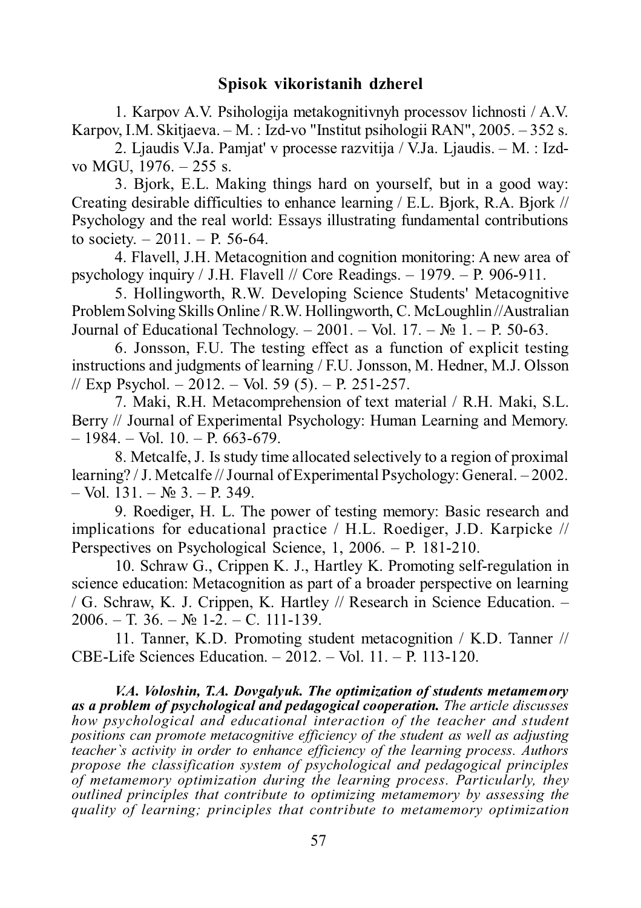## Spisok vikoristanih dzherel

1. Karpov A.V. Psihologija metakognitivnyh processov lichnosti / A.V. Karpov, I.M. Skitjaeva. – M. : Izd-vo "Institut psihologii RAN", 2005. – 352 s.

2. Ljaudis V.Ja. Pamjat' v processe razvitija / V.Ja. Ljaudis. – M. : Izd-vo MGU, 1976. – 255 s.

3. Bjork, E.L. Making things hard on yourself, but in a good way: Creating desirable difficulties to enhance learning / E.L. Bjork, R.A. Bjork // Psychology and the real world: Essays illustrating fundamental contributions to society. – 2011. – P. 56-64.

4. Flavell, J.H. Metacognition and cognition monitoring: A new area of psychology inquiry / J.H. Flavell // Core Readings. – 1979. – P. 906-911.

5. Hollingworth, R.W. Developing Science Students' Metacognitive Problem Solving Skills Online / R.W. Hollingworth, C. McLoughlin // Australian Journal of Educational Technology. – 2001. – Vol. 17. – № 1. – P. 50-63.

6. Jonsson, F.U. The testing effect as a function of explicit testing instructions and judgments of learning / F.U. Jonsson, M. Hedner, M.J. Olsson // Exp Psychol. – 2012. – Vol. 59 (5). – P. 251-257.

7. Maki, R.H. Metacomprehension of text material / R.H. Maki, S.L. Berry // Journal of Experimental Psychology: Human Learning and Memory. – 1984. – Vol. 10. – P. 663-679.

8. Metcalfe, J. Is study time allocated selectively to a region of proximal learning? / J. Metcalfe // Journal of Experimental Psychology: General. – 2002. – Vol. 131. – № 3. – P. 349.

9. Roediger, H. L. The power of testing memory: Basic research and implications for educational practice / H.L. Roediger, J.D. Karpicke // Perspectives on Psychological Science, 1, 2006. – P. 181-210.

10. Schraw G., Crippen K. J., Hartley K. Promoting self-regulation in science education: Metacognition as part of a broader perspective on learning / G. Schraw, K. J. Crippen, K. Hartley // Research in Science Education. – 2006. – T. 36. – № 1-2. – C. 111-139.

11. Tanner, K.D. Promoting student metacognition / K.D. Tanner // CBE-Life Sciences Education. – 2012. – Vol. 11. – P. 113-120.

***V.A. Voloshin, T.A. Dovgalyuk. The optimization of students metamemory as a problem of psychological and pedagogical cooperation.*** *The article discusses how psychological and educational interaction of the teacher and student positions can promote metacognitive efficiency of the student as well as adjusting teacher`s activity in order to enhance efficiency of the learning process. Authors propose the classification system of psychological and pedagogical principles of metamemory optimization during the learning process. Particularly, they outlined principles that contribute to optimizing metamemory by assessing the quality of learning; principles that contribute to metamemory optimization*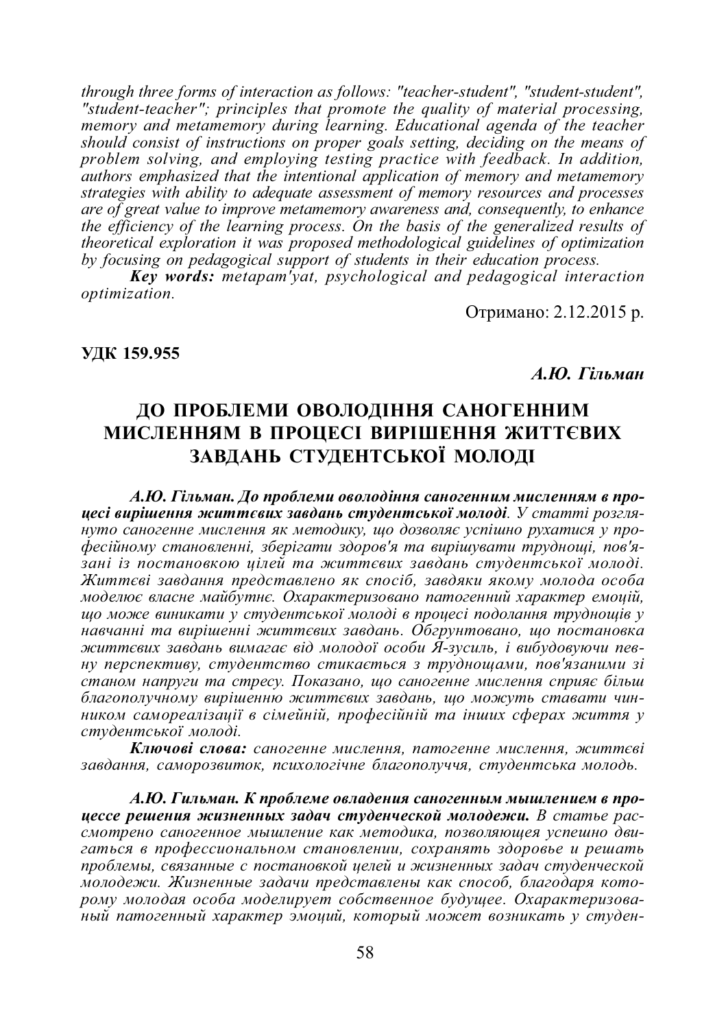*through three forms of interaction as follows: "teacher-student", "student-student", "student-teacher"; principles that promote the quality of material processing, memory and metamemory during learning. Educational agenda of the teacher should consist of instructions on proper goals setting, deciding on the means of problem solving, and employing testing practice with feedback. In addition, authors emphasized that the intentional application of memory and metamemory strategies with ability to adequate assessment of memory resources and processes are of great value to improve metamemory awareness and, consequently, to enhance the efficiency of the learning process. On the basis of the generalized results of theoretical exploration it was proposed methodological guidelines of optimization by focusing on pedagogical support of students in their education process.*

***Key words:*** *metapam'yat, psychological and pedagogical interaction optimization.*

Отримано: 2.12.2015 р.

**УДК 159.955**

***А.Ю. Гільман***

# ДО ПРОБЛЕМИ ОВОЛОДІННЯ САНОГЕННИМ МИСЛЕННЯМ В ПРОЦЕСІ ВИРІШЕННЯ ЖИТТЄВИХ ЗАВДАНЬ СТУДЕНТСЬКОЇ МОЛОДІ

***А.Ю. Гільман. До проблеми оволодіння саногенним мисленням в процесі вирішення життєвих завдань студентської молоді.*** *У статті розглянуто саногенне мислення як методику, що дозволяє успішно рухатися у професійному становленні, зберігати здоров'я та вирішувати труднощі, пов'язані із постановкою цілей та життєвих завдань студентської молоді. Життєві завдання представлено як спосіб, завдяки якому молода особа моделює власне майбутнє. Охарактеризовано патогенний характер емоцій, що може виникати у студентської молоді в процесі подолання труднощів у навчанні та вирішенні життєвих завдань. Обґрунтовано, що постановка життєвих завдань вимагає від молодої особи Я-зусиль, і вибудовуючи певну перспективу, студентство стикається з труднощами, пов'язаними зі станом напруги та стресу. Показано, що саногенне мислення сприяє більш благополучному вирішенню життєвих завдань, що можуть ставати чинником самореалізації в сімейній, професійній та інших сферах життя у студентської молоді.*

***Ключові слова:*** *саногенне мислення, патогенне мислення, життєві завдання, саморозвиток, психологічне благополуччя, студентська молодь.*

***А.Ю. Гильман. К проблеме овладения саногенным мышлением в процессе решения жизненных задач студенческой молодежи.*** *В статье рассмотрено саногенное мышление как методика, позволяющея успешно двигаться в профессиональном становлении, сохранять здоровье и решать проблемы, связанные с постановкой целей и жизненных задач студенческой молодежи. Жизненные задачи представлены как способ, благодаря которому молодая особа моделирует собственное будущее. Охарактеризованый патогенный характер эмоций, который может возникать у студен-*